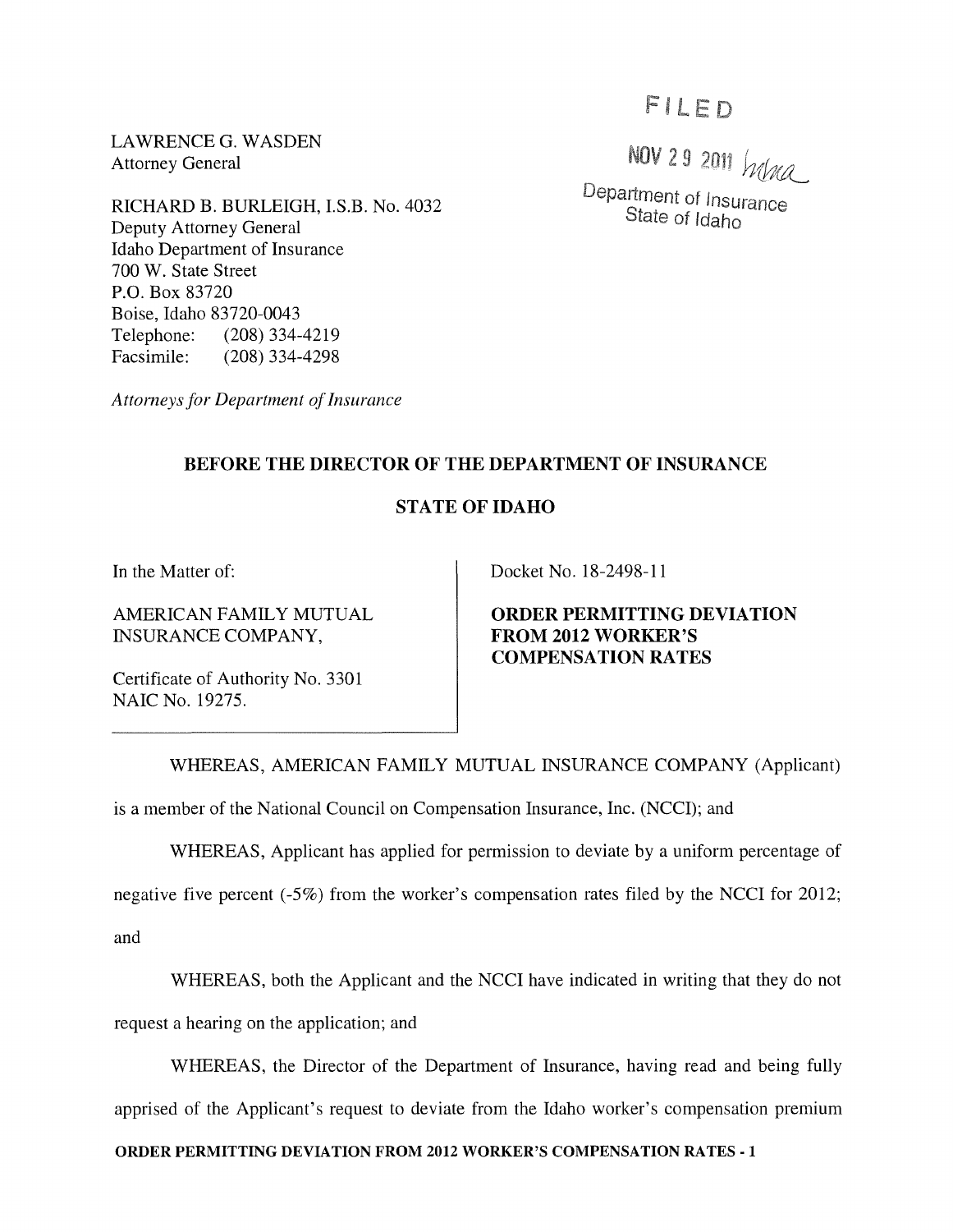LAWRENCE G. WASDEN
Attorney General

RICHARD B. BURLEIGH, I.S.B. No. 4032
Deputy Attorney General
Idaho Department of Insurance
700 W. State Street
P.O. Box 83720
Boise, Idaho 83720-0043
Telephone: (208) 334-4219
Facsimile: (208) 334-4298

*Attorneys for Department of Insurance*

FILED

NOV 29 2011

Department of Insurance
State of Idaho

**BEFORE THE DIRECTOR OF THE DEPARTMENT OF INSURANCE**

**STATE OF IDAHO**

In the Matter of:

AMERICAN FAMILY MUTUAL INSURANCE COMPANY,

Certificate of Authority No. 3301
NAIC No. 19275.

Docket No. 18-2498-11

**ORDER PERMITTING DEVIATION FROM 2012 WORKER'S COMPENSATION RATES**

WHEREAS, AMERICAN FAMILY MUTUAL INSURANCE COMPANY (Applicant) is a member of the National Council on Compensation Insurance, Inc. (NCCI); and

WHEREAS, Applicant has applied for permission to deviate by a uniform percentage of negative five percent (-5%) from the worker's compensation rates filed by the NCCI for 2012; and

WHEREAS, both the Applicant and the NCCI have indicated in writing that they do not request a hearing on the application; and

WHEREAS, the Director of the Department of Insurance, having read and being fully apprised of the Applicant's request to deviate from the Idaho worker's compensation premium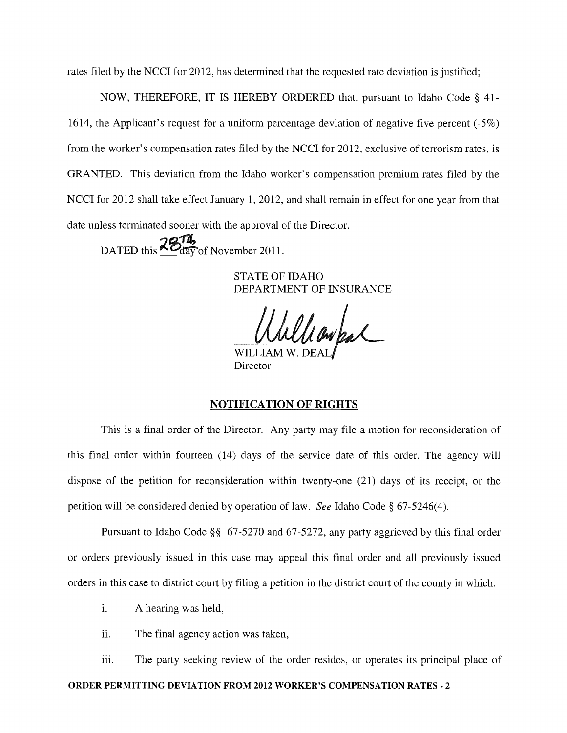rates filed by the NCCI for 2012, has determined that the requested rate deviation is justified;

NOW, THEREFORE, IT IS HEREBY ORDERED that, pursuant to Idaho Code § 41-1614, the Applicant's request for a uniform percentage deviation of negative five percent (-5%) from the worker's compensation rates filed by the NCCI for 2012, exclusive of terrorism rates, is GRANTED. This deviation from the Idaho worker's compensation premium rates filed by the NCCI for 2012 shall take effect January 1, 2012, and shall remain in effect for one year from that date unless terminated sooner with the approval of the Director.

DATED this 28th day of November 2011.

STATE OF IDAHO
DEPARTMENT OF INSURANCE

WILLIAM W. DEAL
Director

## NOTIFICATION OF RIGHTS

This is a final order of the Director. Any party may file a motion for reconsideration of this final order within fourteen (14) days of the service date of this order. The agency will dispose of the petition for reconsideration within twenty-one (21) days of its receipt, or the petition will be considered denied by operation of law. *See* Idaho Code § 67-5246(4).

Pursuant to Idaho Code §§ 67-5270 and 67-5272, any party aggrieved by this final order or orders previously issued in this case may appeal this final order and all previously issued orders in this case to district court by filing a petition in the district court of the county in which:

i. A hearing was held,

ii. The final agency action was taken,

iii. The party seeking review of the order resides, or operates its principal place of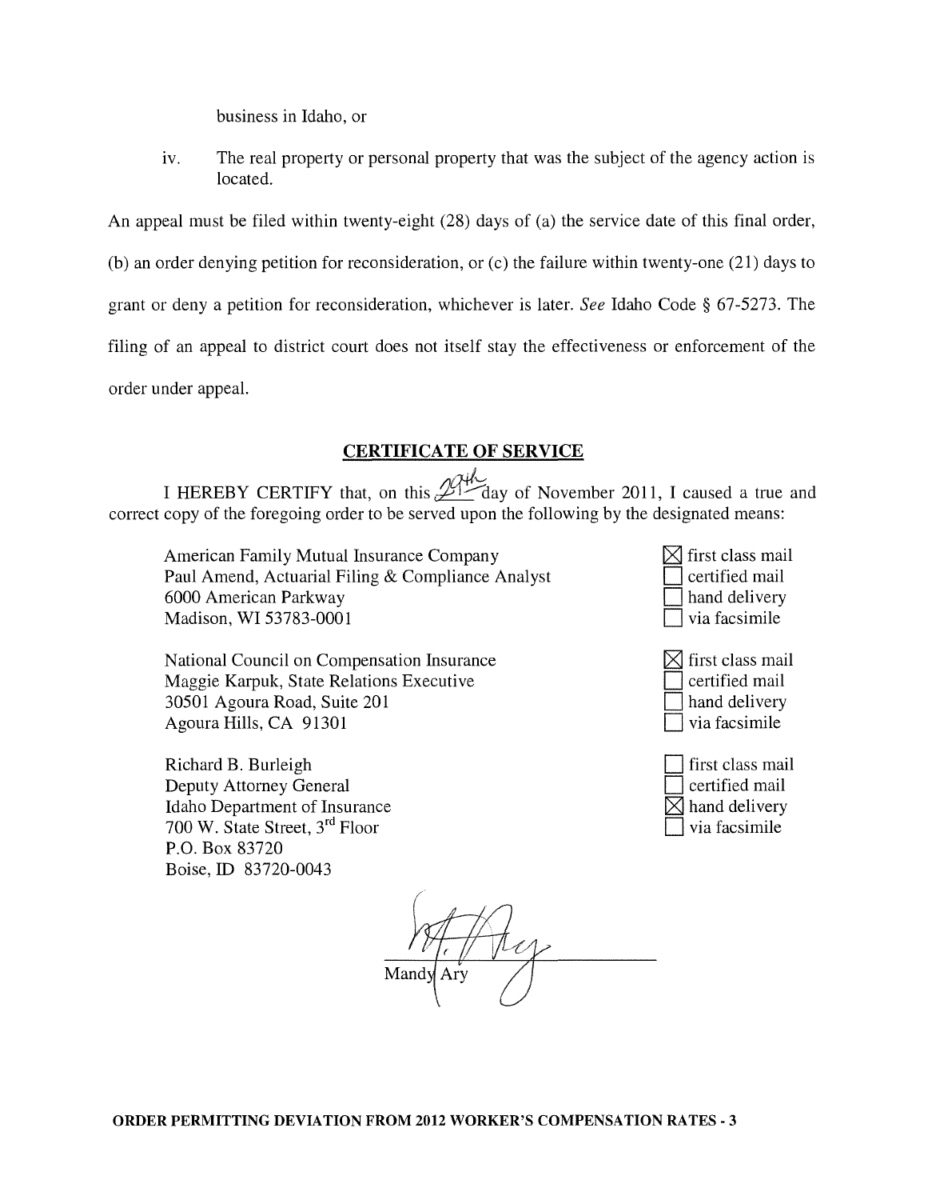business in Idaho, or

iv. The real property or personal property that was the subject of the agency action is located.

An appeal must be filed within twenty-eight (28) days of (a) the service date of this final order, (b) an order denying petition for reconsideration, or (c) the failure within twenty-one (21) days to grant or deny a petition for reconsideration, whichever is later. *See* Idaho Code § 67-5273. The filing of an appeal to district court does not itself stay the effectiveness or enforcement of the order under appeal.

## CERTIFICATE OF SERVICE

I HEREBY CERTIFY that, on this 29th day of November 2011, I caused a true and correct copy of the foregoing order to be served upon the following by the designated means:

| | |
|---|---|
| American Family Mutual Insurance Company<br>Paul Amend, Actuarial Filing & Compliance Analyst<br>6000 American Parkway<br>Madison, WI 53783-0001 | ☒ first class mail<br>☐ certified mail<br>☐ hand delivery<br>☐ via facsimile |
| National Council on Compensation Insurance<br>Maggie Karpuk, State Relations Executive<br>30501 Agoura Road, Suite 201<br>Agoura Hills, CA 91301 | ☒ first class mail<br>☐ certified mail<br>☐ hand delivery<br>☐ via facsimile |
| Richard B. Burleigh<br>Deputy Attorney General<br>Idaho Department of Insurance<br>700 W. State Street, 3rd Floor<br>P.O. Box 83720<br>Boise, ID 83720-0043 | ☐ first class mail<br>☐ certified mail<br>☒ hand delivery<br>☐ via facsimile |

Mandy Ary

**ORDER PERMITTING DEVIATION FROM 2012 WORKER'S COMPENSATION RATES - 3**